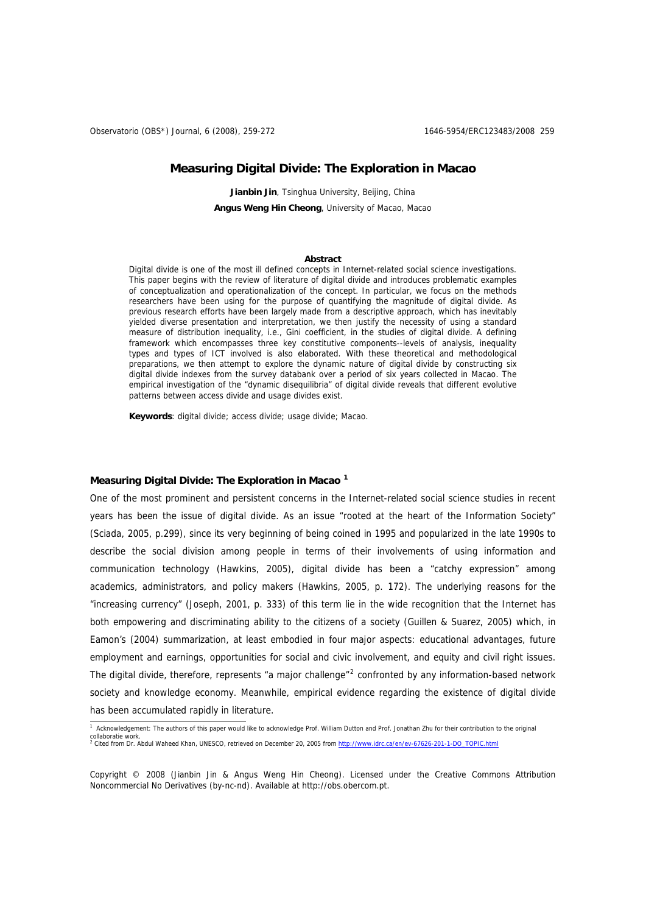# Measuring Digital Divide: The Exploration in Macao

**Jianbin Jin**, Tsinghua University, Beijing, China

**Angus Weng Hin Cheong**, University of Macao, Macao

**Abstract**

Digital divide is one of the most ill defined concepts in Internet-related social science investigations. This paper begins with the review of literature of digital divide and introduces problematic examples of conceptualization and operationalization of the concept. In particular, we focus on the methods researchers have been using for the purpose of quantifying the magnitude of digital divide. As previous research efforts have been largely made from a descriptive approach, which has inevitably yielded diverse presentation and interpretation, we then justify the necessity of using a standard measure of distribution inequality, i.e., Gini coefficient, in the studies of digital divide. A defining framework which encompasses three key constitutive components--levels of analysis, inequality types and types of ICT involved is also elaborated. With these theoretical and methodological preparations, we then attempt to explore the dynamic nature of digital divide by constructing six digital divide indexes from the survey databank over a period of six years collected in Macao. The empirical investigation of the "dynamic disequilibria" of digital divide reveals that different evolutive patterns between access divide and usage divides exist.

**Keywords**: digital divide; access divide; usage divide; Macao.

## Measuring Digital Divide: The Exploration in Macao [1]

One of the most prominent and persistent concerns in the Internet-related social science studies in recent years has been the issue of digital divide. As an issue "rooted at the heart of the Information Society" (Sciada, 2005, p.299), since its very beginning of being coined in 1995 and popularized in the late 1990s to describe the social division among people in terms of their involvements of using information and communication technology (Hawkins, 2005), digital divide has been a "catchy expression" among academics, administrators, and policy makers (Hawkins, 2005, p. 172). The underlying reasons for the "increasing currency" (Joseph, 2001, p. 333) of this term lie in the wide recognition that the Internet has both empowering and discriminating ability to the citizens of a society (Guillen & Suarez, 2005) which, in Eamon's (2004) summarization, at least embodied in four major aspects: educational advantages, future employment and earnings, opportunities for social and civic involvement, and equity and civil right issues. The digital divide, therefore, represents "a major challenge"[2] confronted by any information-based network society and knowledge economy. Meanwhile, empirical evidence regarding the existence of digital divide has been accumulated rapidly in literature.

[1] Acknowledgement: The authors of this paper would like to acknowledge Prof. William Dutton and Prof. Jonathan Zhu for their contribution to the original collaboratie work.

[2] Cited from Dr. Abdul Waheed Khan, UNESCO, retrieved on December 20, 2005 from http://www.idrc.ca/en/ev-67626-201-1-DO_TOPIC.html

Copyright © 2008 (Jianbin Jin & Angus Weng Hin Cheong). Licensed under the Creative Commons Attribution Noncommercial No Derivatives (by-nc-nd). Available at http://obs.obercom.pt.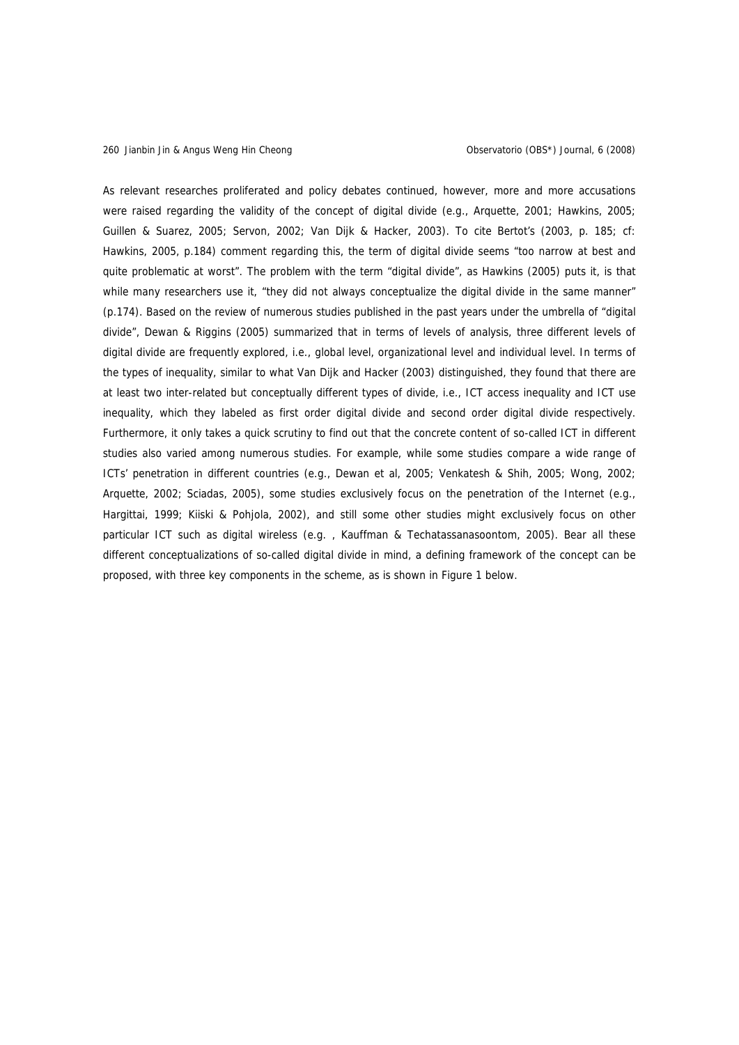As relevant researches proliferated and policy debates continued, however, more and more accusations were raised regarding the validity of the concept of digital divide (e.g., Arquette, 2001; Hawkins, 2005; Guillen & Suarez, 2005; Servon, 2002; Van Dijk & Hacker, 2003). To cite Bertot's (2003, p. 185; cf: Hawkins, 2005, p.184) comment regarding this, the term of digital divide seems "too narrow at best and quite problematic at worst". The problem with the term "digital divide", as Hawkins (2005) puts it, is that while many researchers use it, "they did not always conceptualize the digital divide in the same manner" (p.174). Based on the review of numerous studies published in the past years under the umbrella of "digital divide", Dewan & Riggins (2005) summarized that in terms of levels of analysis, three different levels of digital divide are frequently explored, i.e., global level, organizational level and individual level. In terms of the types of inequality, similar to what Van Dijk and Hacker (2003) distinguished, they found that there are at least two inter-related but conceptually different types of divide, i.e., ICT access inequality and ICT use inequality, which they labeled as first order digital divide and second order digital divide respectively. Furthermore, it only takes a quick scrutiny to find out that the concrete content of so-called ICT in different studies also varied among numerous studies. For example, while some studies compare a wide range of ICTs' penetration in different countries (e.g., Dewan et al, 2005; Venkatesh & Shih, 2005; Wong, 2002; Arquette, 2002; Sciadas, 2005), some studies exclusively focus on the penetration of the Internet (e.g., Hargittai, 1999; Kiiski & Pohjola, 2002), and still some other studies might exclusively focus on other particular ICT such as digital wireless (e.g. , Kauffman & Techatassanasoontom, 2005). Bear all these different conceptualizations of so-called digital divide in mind, a defining framework of the concept can be proposed, with three key components in the scheme, as is shown in Figure 1 below.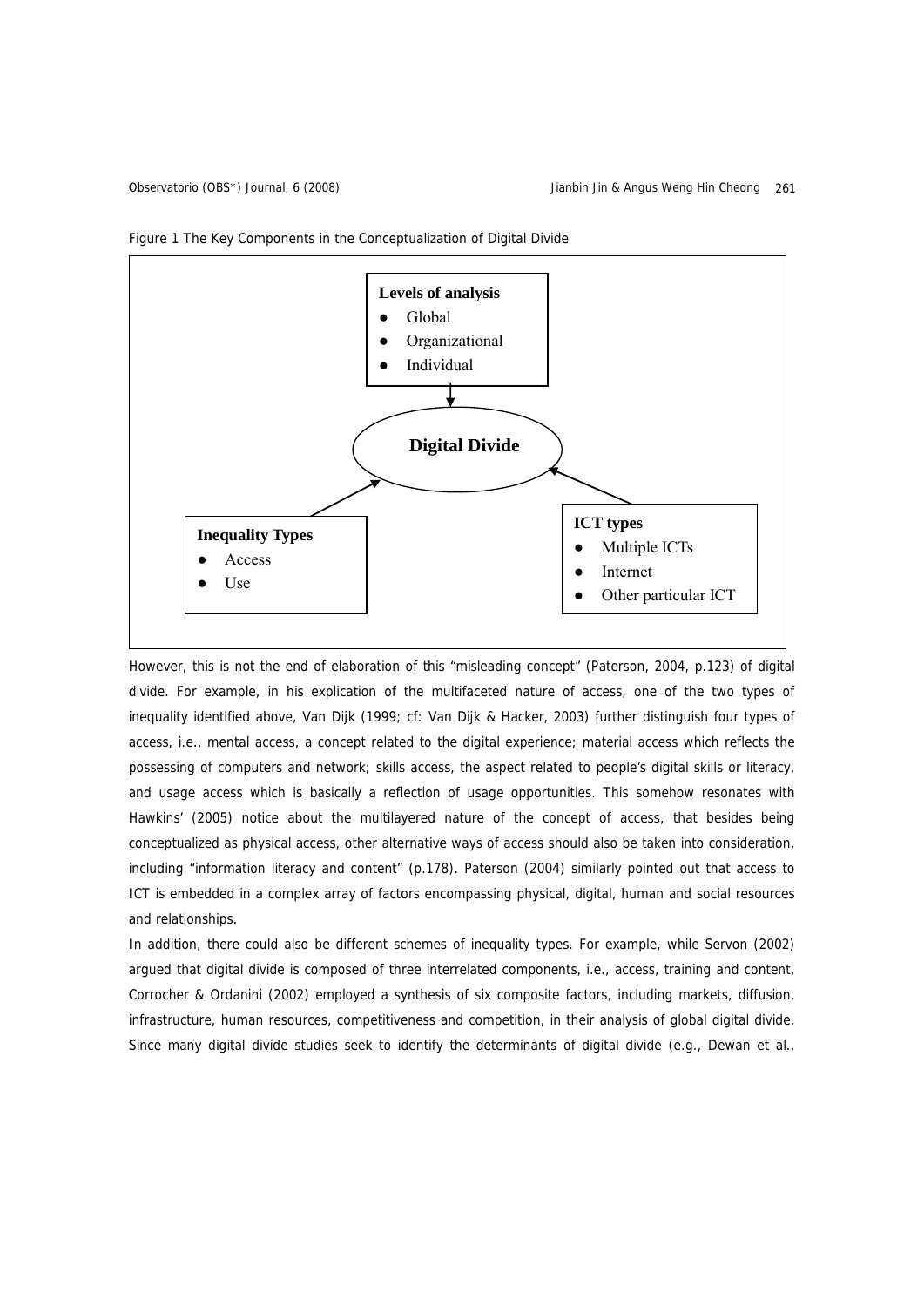Figure 1 The Key Components in the Conceptualization of Digital Divide

**Levels of analysis**
- Global
- Organizational
- Individual

**Digital Divide**

**Inequality Types**
- Access
- Use

**ICT types**
- Multiple ICTs
- Internet
- Other particular ICT

However, this is not the end of elaboration of this "misleading concept" (Paterson, 2004, p.123) of digital divide. For example, in his explication of the multifaceted nature of access, one of the two types of inequality identified above, Van Dijk (1999; cf: Van Dijk & Hacker, 2003) further distinguish four types of access, i.e., mental access, a concept related to the digital experience; material access which reflects the possessing of computers and network; skills access, the aspect related to people's digital skills or literacy, and usage access which is basically a reflection of usage opportunities. This somehow resonates with Hawkins' (2005) notice about the multilayered nature of the concept of access, that besides being conceptualized as physical access, other alternative ways of access should also be taken into consideration, including "information literacy and content" (p.178). Paterson (2004) similarly pointed out that access to ICT is embedded in a complex array of factors encompassing physical, digital, human and social resources and relationships.

In addition, there could also be different schemes of inequality types. For example, while Servon (2002) argued that digital divide is composed of three interrelated components, i.e., access, training and content, Corrocher & Ordanini (2002) employed a synthesis of six composite factors, including markets, diffusion, infrastructure, human resources, competitiveness and competition, in their analysis of global digital divide. Since many digital divide studies seek to identify the determinants of digital divide (e.g., Dewan et al.,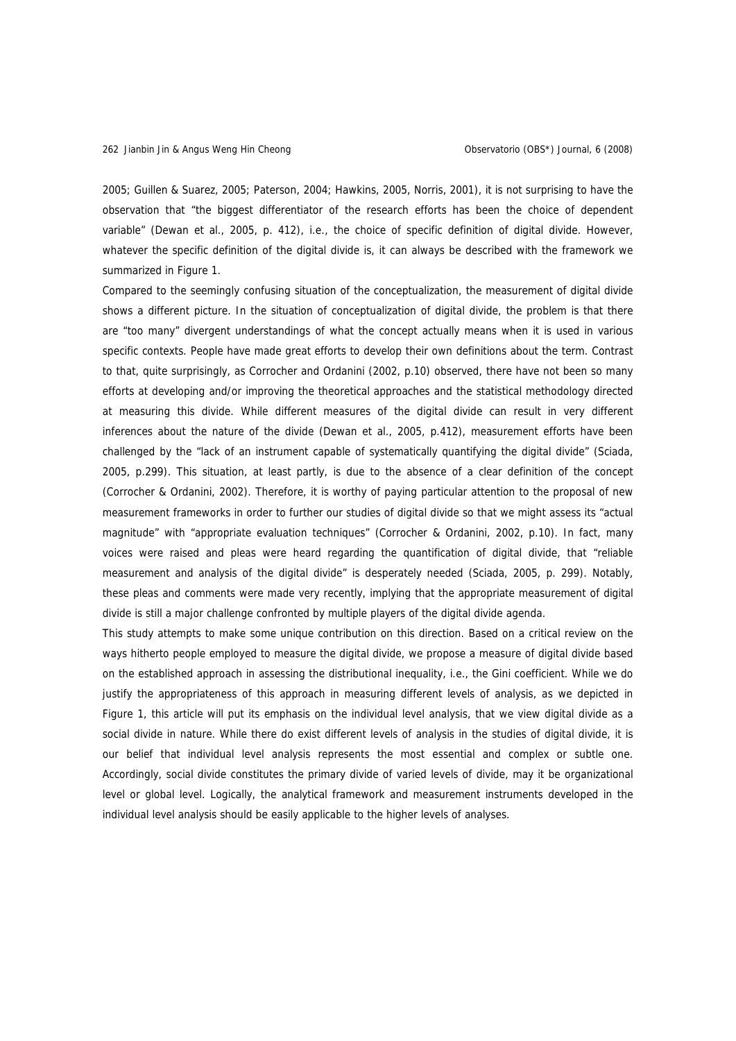2005; Guillen & Suarez, 2005; Paterson, 2004; Hawkins, 2005, Norris, 2001), it is not surprising to have the observation that "the biggest differentiator of the research efforts has been the choice of dependent variable" (Dewan et al., 2005, p. 412), i.e., the choice of specific definition of digital divide. However, whatever the specific definition of the digital divide is, it can always be described with the framework we summarized in Figure 1.

Compared to the seemingly confusing situation of the conceptualization, the measurement of digital divide shows a different picture. In the situation of conceptualization of digital divide, the problem is that there are "too many" divergent understandings of what the concept actually means when it is used in various specific contexts. People have made great efforts to develop their own definitions about the term. Contrast to that, quite surprisingly, as Corrocher and Ordanini (2002, p.10) observed, there have not been so many efforts at developing and/or improving the theoretical approaches and the statistical methodology directed at measuring this divide. While different measures of the digital divide can result in very different inferences about the nature of the divide (Dewan et al., 2005, p.412), measurement efforts have been challenged by the "lack of an instrument capable of systematically quantifying the digital divide" (Sciada, 2005, p.299). This situation, at least partly, is due to the absence of a clear definition of the concept (Corrocher & Ordanini, 2002). Therefore, it is worthy of paying particular attention to the proposal of new measurement frameworks in order to further our studies of digital divide so that we might assess its "actual magnitude" with "appropriate evaluation techniques" (Corrocher & Ordanini, 2002, p.10). In fact, many voices were raised and pleas were heard regarding the quantification of digital divide, that "reliable measurement and analysis of the digital divide" is desperately needed (Sciada, 2005, p. 299). Notably, these pleas and comments were made very recently, implying that the appropriate measurement of digital divide is still a major challenge confronted by multiple players of the digital divide agenda.

This study attempts to make some unique contribution on this direction. Based on a critical review on the ways hitherto people employed to measure the digital divide, we propose a measure of digital divide based on the established approach in assessing the distributional inequality, i.e., the Gini coefficient. While we do justify the appropriateness of this approach in measuring different levels of analysis, as we depicted in Figure 1, this article will put its emphasis on the individual level analysis, that we view digital divide as a social divide in nature. While there do exist different levels of analysis in the studies of digital divide, it is our belief that individual level analysis represents the most essential and complex or subtle one. Accordingly, social divide constitutes the primary divide of varied levels of divide, may it be organizational level or global level. Logically, the analytical framework and measurement instruments developed in the individual level analysis should be easily applicable to the higher levels of analyses.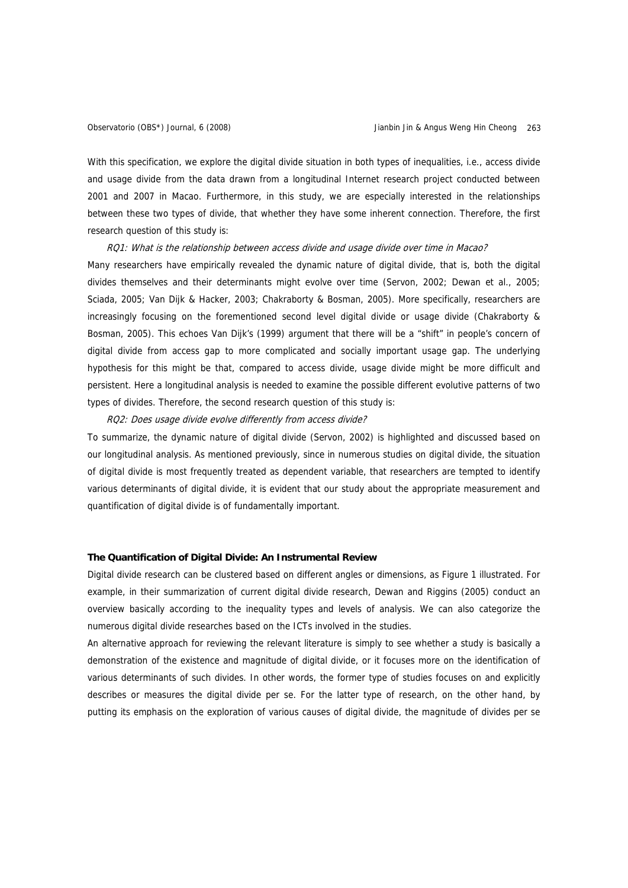With this specification, we explore the digital divide situation in both types of inequalities, i.e., access divide and usage divide from the data drawn from a longitudinal Internet research project conducted between 2001 and 2007 in Macao. Furthermore, in this study, we are especially interested in the relationships between these two types of divide, that whether they have some inherent connection. Therefore, the first research question of this study is:

*RQ1: What is the relationship between access divide and usage divide over time in Macao?*

Many researchers have empirically revealed the dynamic nature of digital divide, that is, both the digital divides themselves and their determinants might evolve over time (Servon, 2002; Dewan et al., 2005; Sciada, 2005; Van Dijk & Hacker, 2003; Chakraborty & Bosman, 2005). More specifically, researchers are increasingly focusing on the forementioned second level digital divide or usage divide (Chakraborty & Bosman, 2005). This echoes Van Dijk's (1999) argument that there will be a "shift" in people's concern of digital divide from access gap to more complicated and socially important usage gap. The underlying hypothesis for this might be that, compared to access divide, usage divide might be more difficult and persistent. Here a longitudinal analysis is needed to examine the possible different evolutive patterns of two types of divides. Therefore, the second research question of this study is:

*RQ2: Does usage divide evolve differently from access divide?*

To summarize, the dynamic nature of digital divide (Servon, 2002) is highlighted and discussed based on our longitudinal analysis. As mentioned previously, since in numerous studies on digital divide, the situation of digital divide is most frequently treated as dependent variable, that researchers are tempted to identify various determinants of digital divide, it is evident that our study about the appropriate measurement and quantification of digital divide is of fundamentally important.

## The Quantification of Digital Divide: An Instrumental Review

Digital divide research can be clustered based on different angles or dimensions, as Figure 1 illustrated. For example, in their summarization of current digital divide research, Dewan and Riggins (2005) conduct an overview basically according to the inequality types and levels of analysis. We can also categorize the numerous digital divide researches based on the ICTs involved in the studies.

An alternative approach for reviewing the relevant literature is simply to see whether a study is basically a demonstration of the existence and magnitude of digital divide, or it focuses more on the identification of various determinants of such divides. In other words, the former type of studies focuses on and explicitly describes or measures the digital divide per se. For the latter type of research, on the other hand, by putting its emphasis on the exploration of various causes of digital divide, the magnitude of divides per se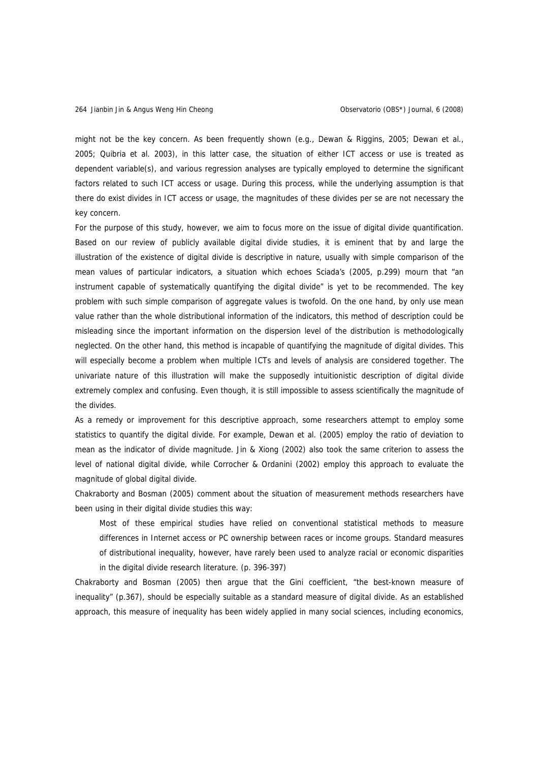might not be the key concern. As been frequently shown (e.g., Dewan & Riggins, 2005; Dewan et al., 2005; Quibria et al. 2003), in this latter case, the situation of either ICT access or use is treated as dependent variable(s), and various regression analyses are typically employed to determine the significant factors related to such ICT access or usage. During this process, while the underlying assumption is that there do exist divides in ICT access or usage, the magnitudes of these divides per se are not necessary the key concern.

For the purpose of this study, however, we aim to focus more on the issue of digital divide quantification. Based on our review of publicly available digital divide studies, it is eminent that by and large the illustration of the existence of digital divide is descriptive in nature, usually with simple comparison of the mean values of particular indicators, a situation which echoes Sciada's (2005, p.299) mourn that "an instrument capable of systematically quantifying the digital divide" is yet to be recommended. The key problem with such simple comparison of aggregate values is twofold. On the one hand, by only use mean value rather than the whole distributional information of the indicators, this method of description could be misleading since the important information on the dispersion level of the distribution is methodologically neglected. On the other hand, this method is incapable of quantifying the magnitude of digital divides. This will especially become a problem when multiple ICTs and levels of analysis are considered together. The univariate nature of this illustration will make the supposedly intuitionistic description of digital divide extremely complex and confusing. Even though, it is still impossible to assess scientifically the magnitude of the divides.

As a remedy or improvement for this descriptive approach, some researchers attempt to employ some statistics to quantify the digital divide. For example, Dewan et al. (2005) employ the ratio of deviation to mean as the indicator of divide magnitude. Jin & Xiong (2002) also took the same criterion to assess the level of national digital divide, while Corrocher & Ordanini (2002) employ this approach to evaluate the magnitude of global digital divide.

Chakraborty and Bosman (2005) comment about the situation of measurement methods researchers have been using in their digital divide studies this way:

> Most of these empirical studies have relied on conventional statistical methods to measure differences in Internet access or PC ownership between races or income groups. Standard measures of distributional inequality, however, have rarely been used to analyze racial or economic disparities in the digital divide research literature. (p. 396-397)

Chakraborty and Bosman (2005) then argue that the Gini coefficient, "the best-known measure of inequality" (p.367), should be especially suitable as a standard measure of digital divide. As an established approach, this measure of inequality has been widely applied in many social sciences, including economics,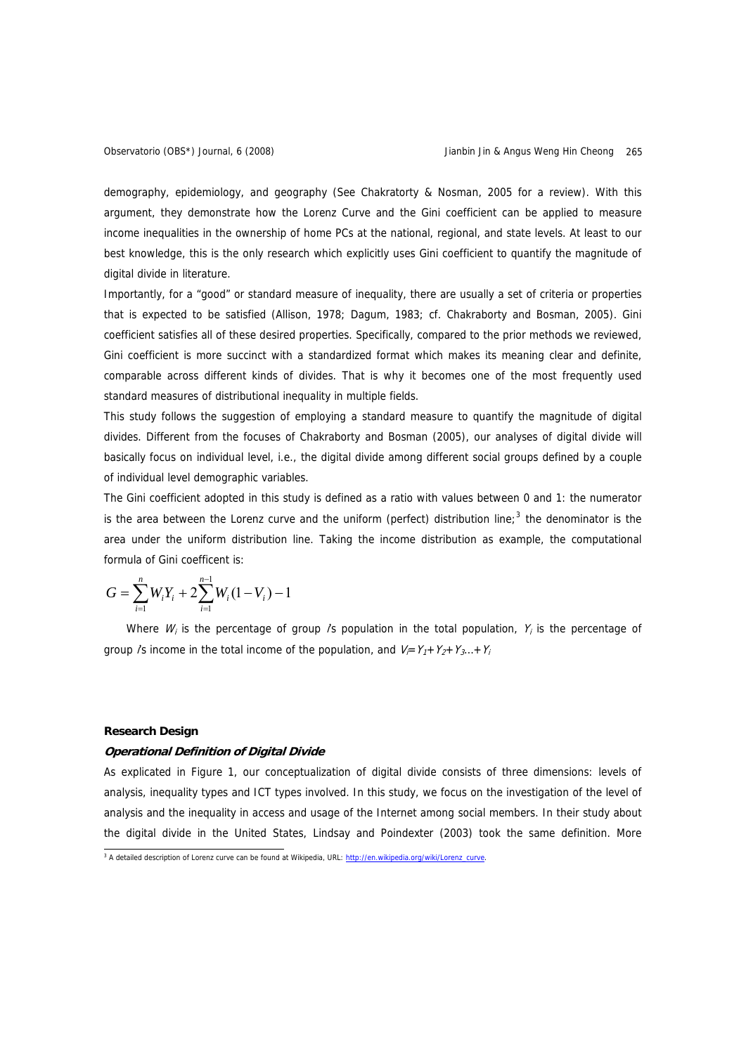demography, epidemiology, and geography (See Chakratorty & Nosman, 2005 for a review). With this argument, they demonstrate how the Lorenz Curve and the Gini coefficient can be applied to measure income inequalities in the ownership of home PCs at the national, regional, and state levels. At least to our best knowledge, this is the only research which explicitly uses Gini coefficient to quantify the magnitude of digital divide in literature.

Importantly, for a "good" or standard measure of inequality, there are usually a set of criteria or properties that is expected to be satisfied (Allison, 1978; Dagum, 1983; cf. Chakraborty and Bosman, 2005). Gini coefficient satisfies all of these desired properties. Specifically, compared to the prior methods we reviewed, Gini coefficient is more succinct with a standardized format which makes its meaning clear and definite, comparable across different kinds of divides. That is why it becomes one of the most frequently used standard measures of distributional inequality in multiple fields.

This study follows the suggestion of employing a standard measure to quantify the magnitude of digital divides. Different from the focuses of Chakraborty and Bosman (2005), our analyses of digital divide will basically focus on individual level, i.e., the digital divide among different social groups defined by a couple of individual level demographic variables.

The Gini coefficient adopted in this study is defined as a ratio with values between 0 and 1: the numerator is the area between the Lorenz curve and the uniform (perfect) distribution line;[3] the denominator is the area under the uniform distribution line. Taking the income distribution as example, the computational formula of Gini coefficent is:

$$G = \sum_{i=1}^{n} W_i Y_i + 2\sum_{i=1}^{n-1} W_i (1 - V_i) - 1$$

Where $W_i$ is the percentage of group *i*'s population in the total population, $Y_i$ is the percentage of group *i*'s income in the total income of the population, and $V_i = Y_1 + Y_2 + Y_3 \ldots + Y_i$

**Research Design**

***Operational Definition of Digital Divide***

As explicated in Figure 1, our conceptualization of digital divide consists of three dimensions: levels of analysis, inequality types and ICT types involved. In this study, we focus on the investigation of the level of analysis and the inequality in access and usage of the Internet among social members. In their study about the digital divide in the United States, Lindsay and Poindexter (2003) took the same definition. More

[3] A detailed description of Lorenz curve can be found at Wikipedia, URL: http://en.wikipedia.org/wiki/Lorenz_curve.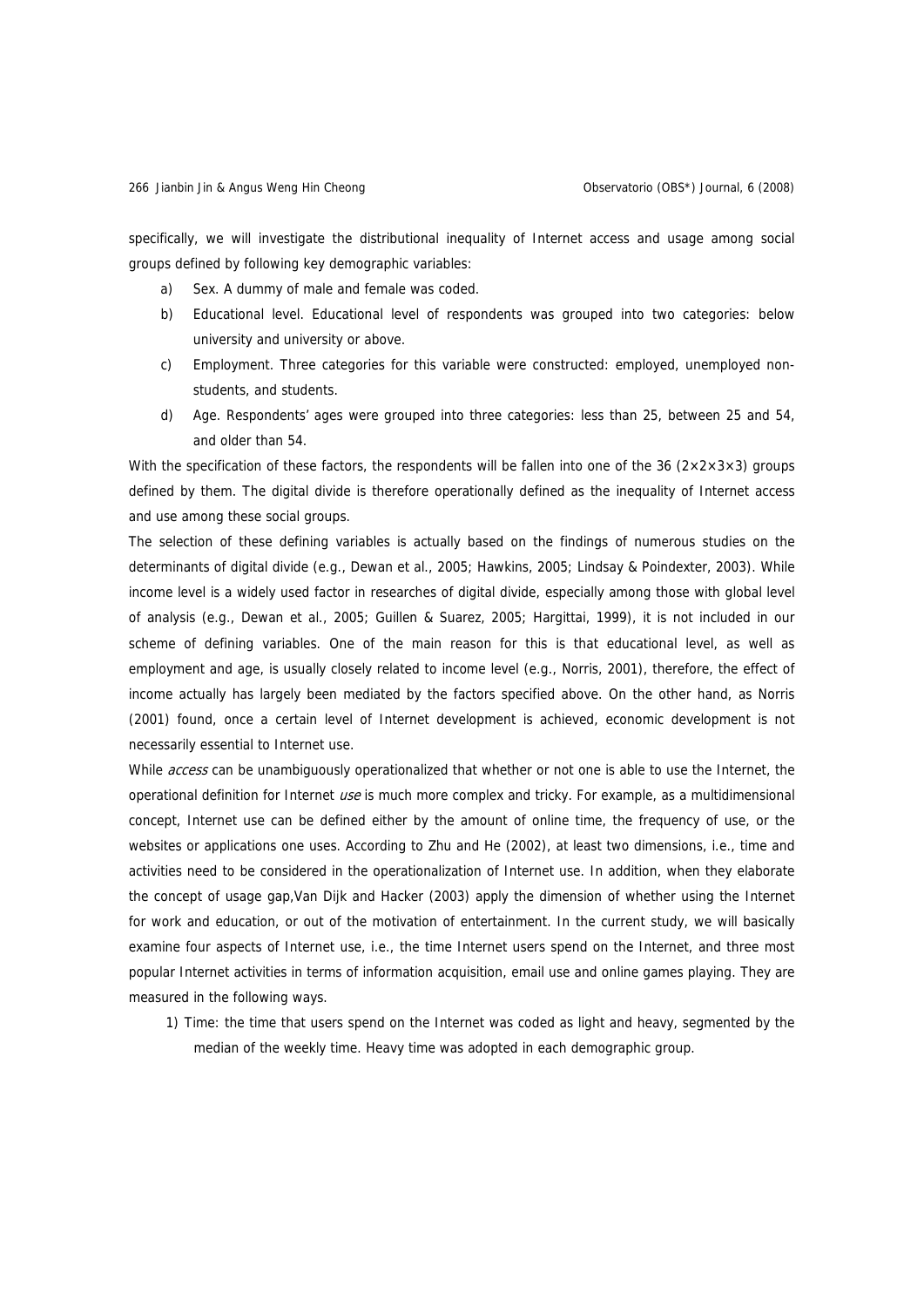specifically, we will investigate the distributional inequality of Internet access and usage among social groups defined by following key demographic variables:

a) Sex. A dummy of male and female was coded.
b) Educational level. Educational level of respondents was grouped into two categories: below university and university or above.
c) Employment. Three categories for this variable were constructed: employed, unemployed non-students, and students.
d) Age. Respondents' ages were grouped into three categories: less than 25, between 25 and 54, and older than 54.

With the specification of these factors, the respondents will be fallen into one of the 36 ($2 \times 2 \times 3 \times 3$) groups defined by them. The digital divide is therefore operationally defined as the inequality of Internet access and use among these social groups.

The selection of these defining variables is actually based on the findings of numerous studies on the determinants of digital divide (e.g., Dewan et al., 2005; Hawkins, 2005; Lindsay & Poindexter, 2003). While income level is a widely used factor in researches of digital divide, especially among those with global level of analysis (e.g., Dewan et al., 2005; Guillen & Suarez, 2005; Hargittai, 1999), it is not included in our scheme of defining variables. One of the main reason for this is that educational level, as well as employment and age, is usually closely related to income level (e.g., Norris, 2001), therefore, the effect of income actually has largely been mediated by the factors specified above. On the other hand, as Norris (2001) found, once a certain level of Internet development is achieved, economic development is not necessarily essential to Internet use.

While *access* can be unambiguously operationalized that whether or not one is able to use the Internet, the operational definition for Internet *use* is much more complex and tricky. For example, as a multidimensional concept, Internet use can be defined either by the amount of online time, the frequency of use, or the websites or applications one uses. According to Zhu and He (2002), at least two dimensions, i.e., time and activities need to be considered in the operationalization of Internet use. In addition, when they elaborate the concept of usage gap,Van Dijk and Hacker (2003) apply the dimension of whether using the Internet for work and education, or out of the motivation of entertainment. In the current study, we will basically examine four aspects of Internet use, i.e., the time Internet users spend on the Internet, and three most popular Internet activities in terms of information acquisition, email use and online games playing. They are measured in the following ways.

1) Time: the time that users spend on the Internet was coded as light and heavy, segmented by the median of the weekly time. Heavy time was adopted in each demographic group.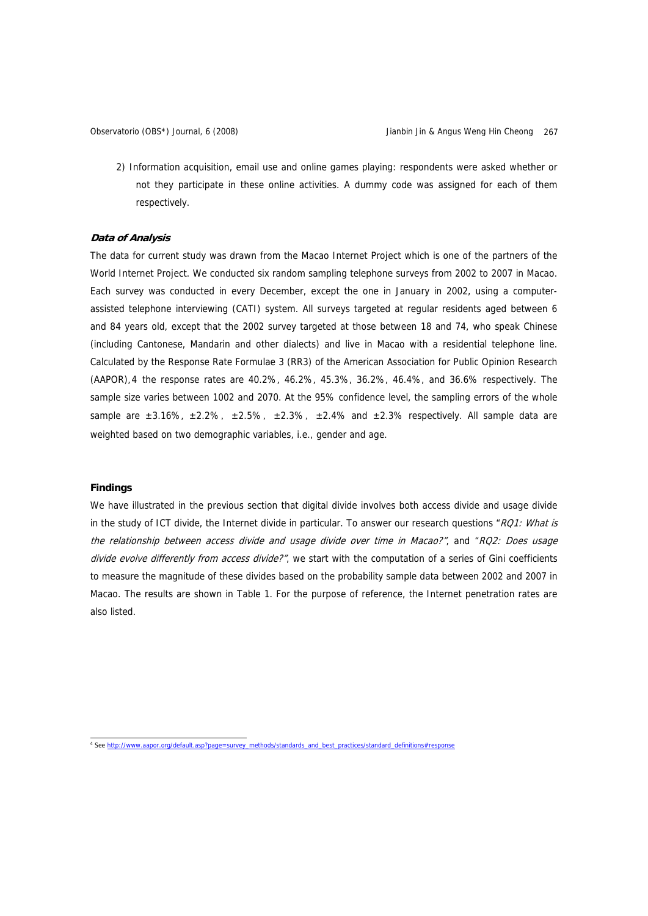2) Information acquisition, email use and online games playing: respondents were asked whether or not they participate in these online activities. A dummy code was assigned for each of them respectively.

***Data of Analysis***

The data for current study was drawn from the Macao Internet Project which is one of the partners of the World Internet Project. We conducted six random sampling telephone surveys from 2002 to 2007 in Macao. Each survey was conducted in every December, except the one in January in 2002, using a computer-assisted telephone interviewing (CATI) system. All surveys targeted at regular residents aged between 6 and 84 years old, except that the 2002 survey targeted at those between 18 and 74, who speak Chinese (including Cantonese, Mandarin and other dialects) and live in Macao with a residential telephone line. Calculated by the Response Rate Formulae 3 (RR3) of the American Association for Public Opinion Research (AAPOR),[4] the response rates are 40.2%, 46.2%, 45.3%, 36.2%, 46.4%, and 36.6% respectively. The sample size varies between 1002 and 2070. At the 95% confidence level, the sampling errors of the whole sample are ±3.16%, ±2.2%, ±2.5%, ±2.3%, ±2.4% and ±2.3% respectively. All sample data are weighted based on two demographic variables, i.e., gender and age.

**Findings**

We have illustrated in the previous section that digital divide involves both access divide and usage divide in the study of ICT divide, the Internet divide in particular. To answer our research questions "*RQ1: What is the relationship between access divide and usage divide over time in Macao?*", and "*RQ2: Does usage divide evolve differently from access divide?*", we start with the computation of a series of Gini coefficients to measure the magnitude of these divides based on the probability sample data between 2002 and 2007 in Macao. The results are shown in Table 1. For the purpose of reference, the Internet penetration rates are also listed.

[4] See http://www.aapor.org/default.asp?page=survey_methods/standards_and_best_practices/standard_definitions#response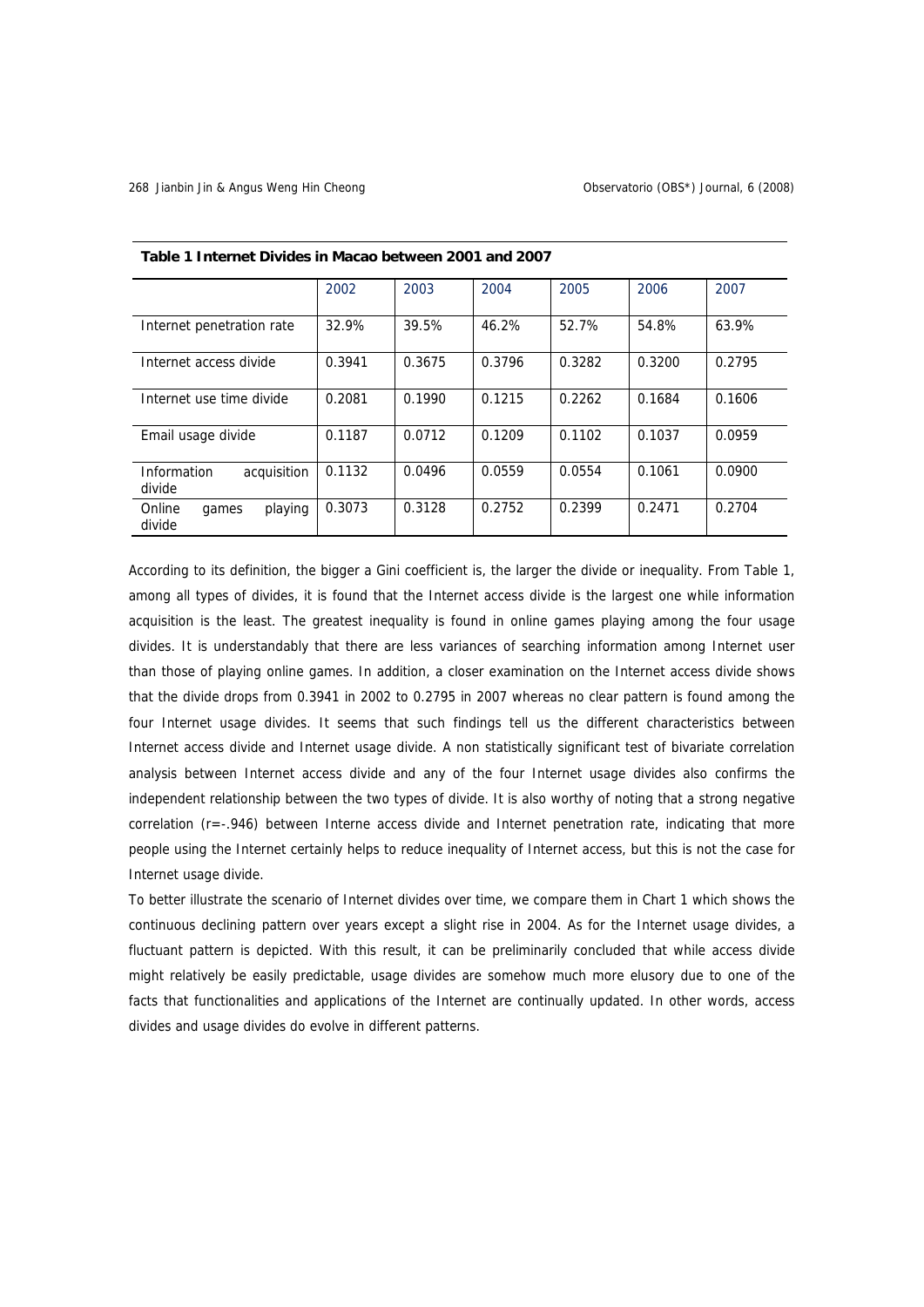**Table 1 Internet Divides in Macao between 2001 and 2007**

| | 2002 | 2003 | 2004 | 2005 | 2006 | 2007 |
|---|---|---|---|---|---|---|
| Internet penetration rate | 32.9% | 39.5% | 46.2% | 52.7% | 54.8% | 63.9% |
| Internet access divide | 0.3941 | 0.3675 | 0.3796 | 0.3282 | 0.3200 | 0.2795 |
| Internet use time divide | 0.2081 | 0.1990 | 0.1215 | 0.2262 | 0.1684 | 0.1606 |
| Email usage divide | 0.1187 | 0.0712 | 0.1209 | 0.1102 | 0.1037 | 0.0959 |
| Information acquisition divide | 0.1132 | 0.0496 | 0.0559 | 0.0554 | 0.1061 | 0.0900 |
| Online games playing divide | 0.3073 | 0.3128 | 0.2752 | 0.2399 | 0.2471 | 0.2704 |

According to its definition, the bigger a Gini coefficient is, the larger the divide or inequality. From Table 1, among all types of divides, it is found that the Internet access divide is the largest one while information acquisition is the least. The greatest inequality is found in online games playing among the four usage divides. It is understandably that there are less variances of searching information among Internet user than those of playing online games. In addition, a closer examination on the Internet access divide shows that the divide drops from 0.3941 in 2002 to 0.2795 in 2007 whereas no clear pattern is found among the four Internet usage divides. It seems that such findings tell us the different characteristics between Internet access divide and Internet usage divide. A non statistically significant test of bivariate correlation analysis between Internet access divide and any of the four Internet usage divides also confirms the independent relationship between the two types of divide. It is also worthy of noting that a strong negative correlation (r=-.946) between Interne access divide and Internet penetration rate, indicating that more people using the Internet certainly helps to reduce inequality of Internet access, but this is not the case for Internet usage divide.

To better illustrate the scenario of Internet divides over time, we compare them in Chart 1 which shows the continuous declining pattern over years except a slight rise in 2004. As for the Internet usage divides, a fluctuant pattern is depicted. With this result, it can be preliminarily concluded that while access divide might relatively be easily predictable, usage divides are somehow much more elusory due to one of the facts that functionalities and applications of the Internet are continually updated. In other words, access divides and usage divides do evolve in different patterns.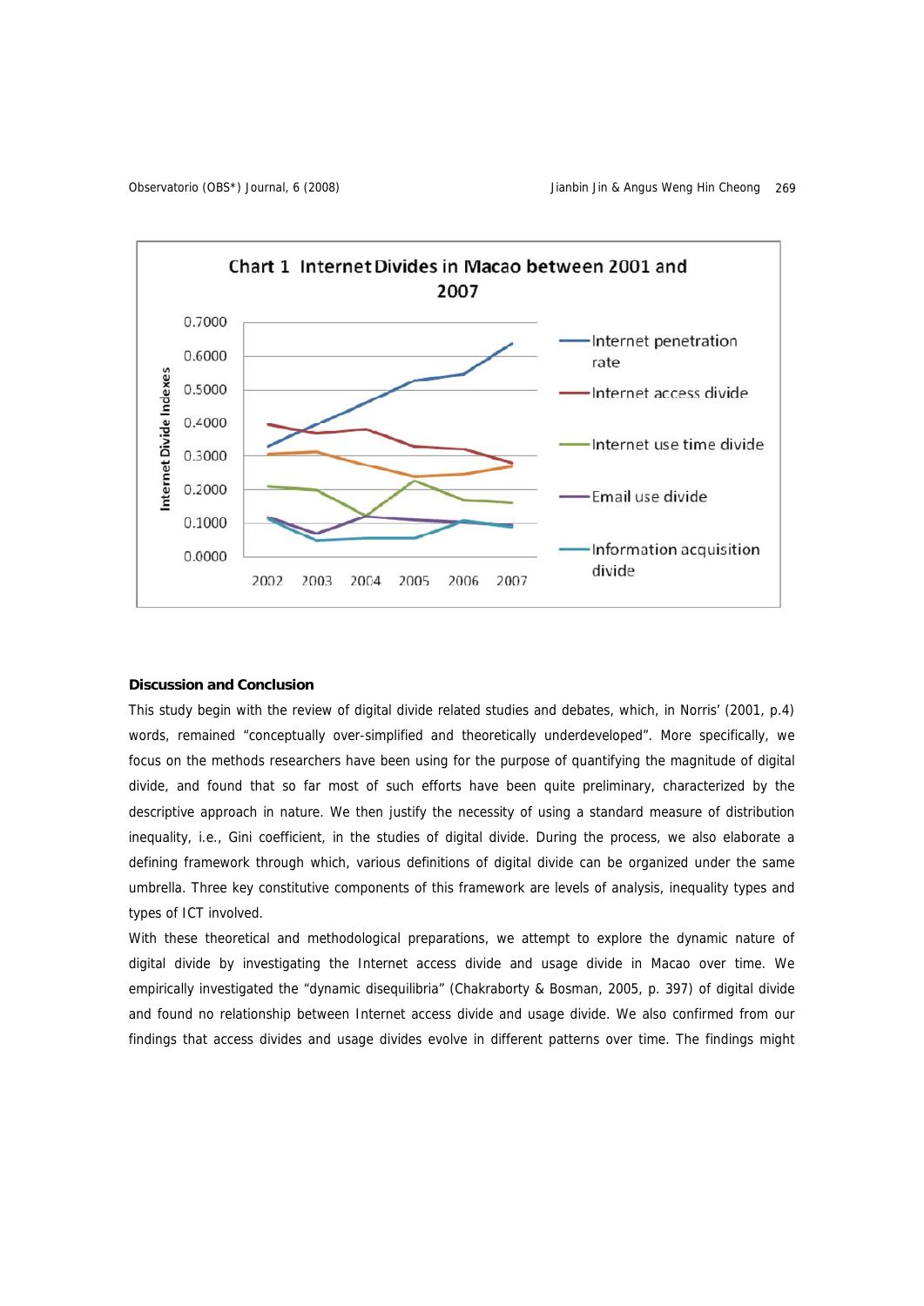Chart 1 Internet Divides in Macao between 2001 and 2007

## Discussion and Conclusion

This study begin with the review of digital divide related studies and debates, which, in Norris' (2001, p.4) words, remained "conceptually over-simplified and theoretically underdeveloped". More specifically, we focus on the methods researchers have been using for the purpose of quantifying the magnitude of digital divide, and found that so far most of such efforts have been quite preliminary, characterized by the descriptive approach in nature. We then justify the necessity of using a standard measure of distribution inequality, i.e., Gini coefficient, in the studies of digital divide. During the process, we also elaborate a defining framework through which, various definitions of digital divide can be organized under the same umbrella. Three key constitutive components of this framework are levels of analysis, inequality types and types of ICT involved.

With these theoretical and methodological preparations, we attempt to explore the dynamic nature of digital divide by investigating the Internet access divide and usage divide in Macao over time. We empirically investigated the "dynamic disequilibria" (Chakraborty & Bosman, 2005, p. 397) of digital divide and found no relationship between Internet access divide and usage divide. We also confirmed from our findings that access divides and usage divides evolve in different patterns over time. The findings might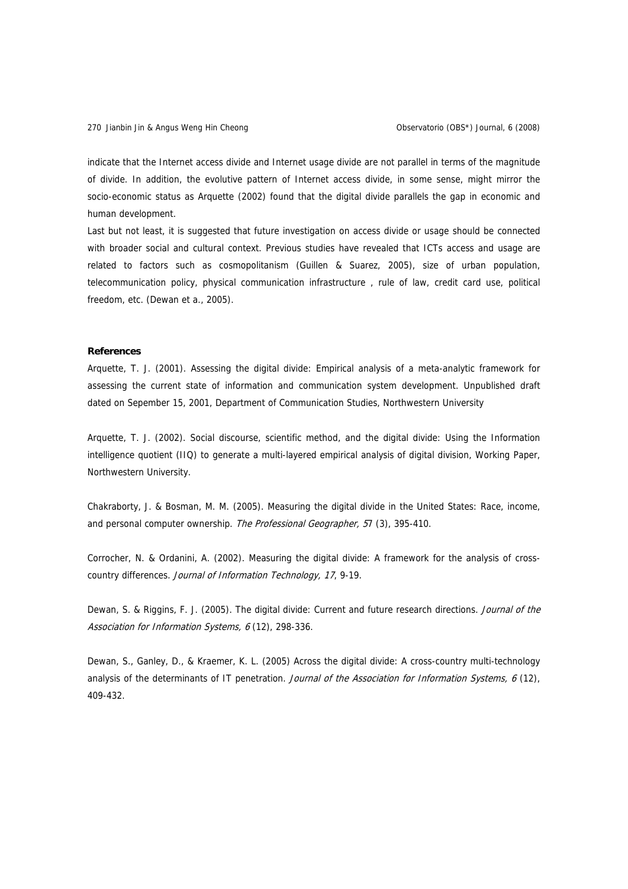indicate that the Internet access divide and Internet usage divide are not parallel in terms of the magnitude of divide. In addition, the evolutive pattern of Internet access divide, in some sense, might mirror the socio-economic status as Arquette (2002) found that the digital divide parallels the gap in economic and human development.

Last but not least, it is suggested that future investigation on access divide or usage should be connected with broader social and cultural context. Previous studies have revealed that ICTs access and usage are related to factors such as cosmopolitanism (Guillen & Suarez, 2005), size of urban population, telecommunication policy, physical communication infrastructure , rule of law, credit card use, political freedom, etc. (Dewan et a., 2005).

**References**

Arquette, T. J. (2001). Assessing the digital divide: Empirical analysis of a meta-analytic framework for assessing the current state of information and communication system development. Unpublished draft dated on Sepember 15, 2001, Department of Communication Studies, Northwestern University

Arquette, T. J. (2002). Social discourse, scientific method, and the digital divide: Using the Information intelligence quotient (IIQ) to generate a multi-layered empirical analysis of digital division, Working Paper, Northwestern University.

Chakraborty, J. & Bosman, M. M. (2005). Measuring the digital divide in the United States: Race, income, and personal computer ownership. *The Professional Geographer, 57* (3), 395-410.

Corrocher, N. & Ordanini, A. (2002). Measuring the digital divide: A framework for the analysis of cross-country differences. *Journal of Information Technology, 17*, 9-19.

Dewan, S. & Riggins, F. J. (2005). The digital divide: Current and future research directions. *Journal of the Association for Information Systems, 6* (12), 298-336.

Dewan, S., Ganley, D., & Kraemer, K. L. (2005) Across the digital divide: A cross-country multi-technology analysis of the determinants of IT penetration. *Journal of the Association for Information Systems, 6* (12), 409-432.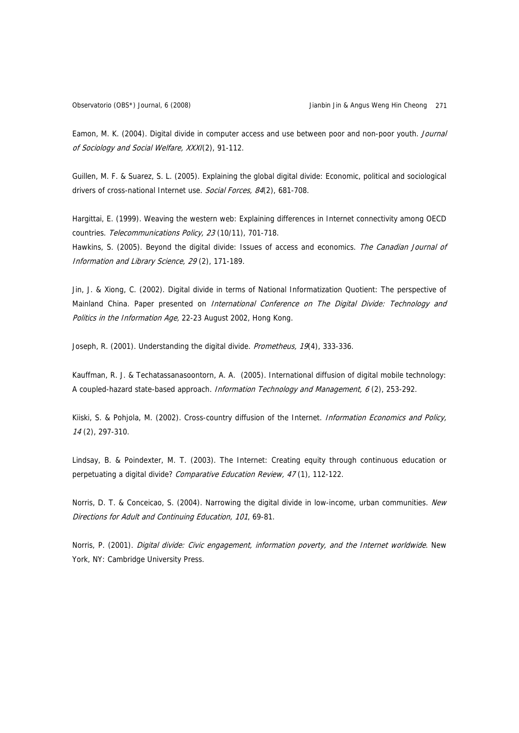Eamon, M. K. (2004). Digital divide in computer access and use between poor and non-poor youth. *Journal of Sociology and Social Welfare, XXXI*(2), 91-112.

Guillen, M. F. & Suarez, S. L. (2005). Explaining the global digital divide: Economic, political and sociological drivers of cross-national Internet use. *Social Forces, 84*(2), 681-708.

Hargittai, E. (1999). Weaving the western web: Explaining differences in Internet connectivity among OECD countries. *Telecommunications Policy, 23* (10/11), 701-718.

Hawkins, S. (2005). Beyond the digital divide: Issues of access and economics. *The Canadian Journal of Information and Library Science, 29* (2), 171-189.

Jin, J. & Xiong, C. (2002). Digital divide in terms of National Informatization Quotient: The perspective of Mainland China. Paper presented on *International Conference on The Digital Divide: Technology and Politics in the Information Age*, 22-23 August 2002, Hong Kong.

Joseph, R. (2001). Understanding the digital divide. *Prometheus, 19*(4), 333-336.

Kauffman, R. J. & Techatassanasoontorn, A. A. (2005). International diffusion of digital mobile technology: A coupled-hazard state-based approach. *Information Technology and Management, 6* (2), 253-292.

Kiiski, S. & Pohjola, M. (2002). Cross-country diffusion of the Internet. *Information Economics and Policy, 14* (2), 297-310.

Lindsay, B. & Poindexter, M. T. (2003). The Internet: Creating equity through continuous education or perpetuating a digital divide? *Comparative Education Review, 47* (1), 112-122.

Norris, D. T. & Conceicao, S. (2004). Narrowing the digital divide in low-income, urban communities. *New Directions for Adult and Continuing Education, 101*, 69-81.

Norris, P. (2001). *Digital divide: Civic engagement, information poverty, and the Internet worldwide*. New York, NY: Cambridge University Press.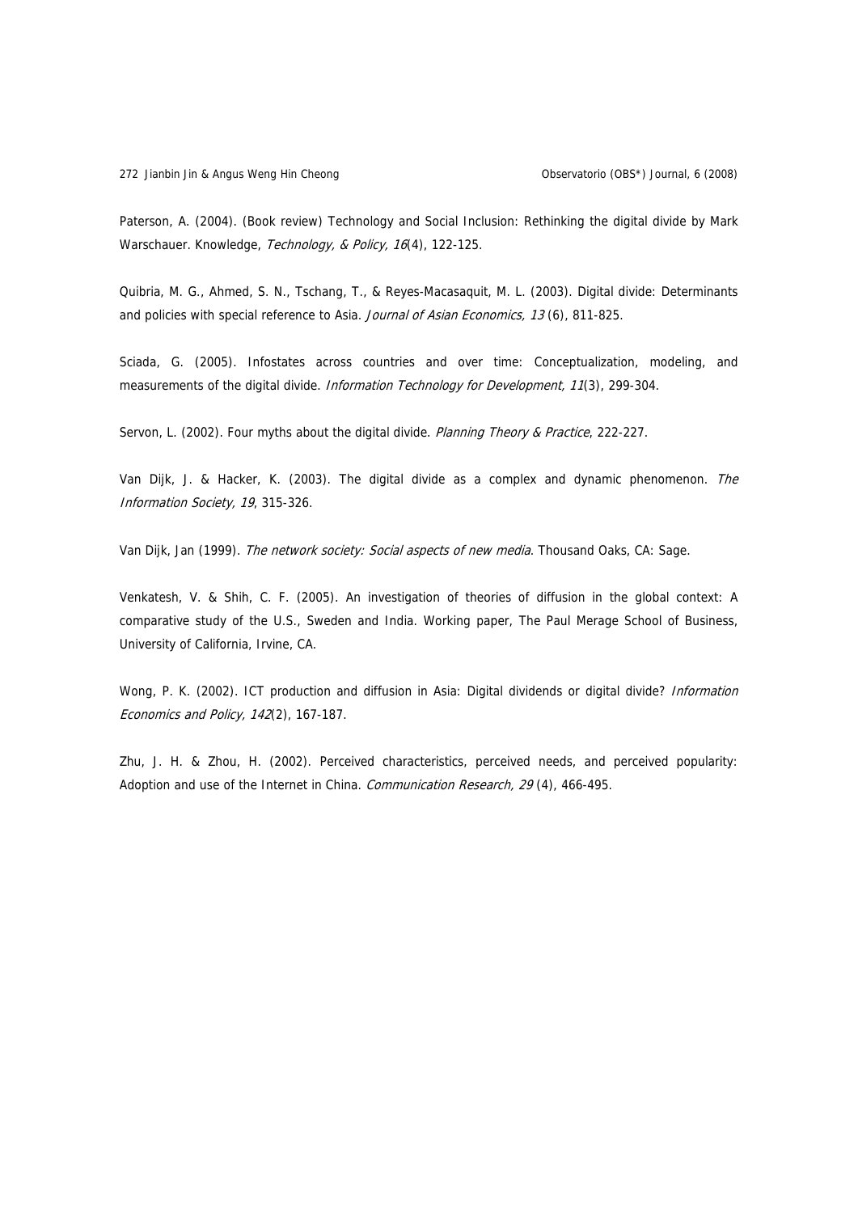Paterson, A. (2004). (Book review) Technology and Social Inclusion: Rethinking the digital divide by Mark Warschauer. Knowledge, *Technology, & Policy, 16*(4), 122-125.

Quibria, M. G., Ahmed, S. N., Tschang, T., & Reyes-Macasaquit, M. L. (2003). Digital divide: Determinants and policies with special reference to Asia. *Journal of Asian Economics, 13* (6), 811-825.

Sciada, G. (2005). Infostates across countries and over time: Conceptualization, modeling, and measurements of the digital divide. *Information Technology for Development, 11*(3), 299-304.

Servon, L. (2002). Four myths about the digital divide. *Planning Theory & Practice*, 222-227.

Van Dijk, J. & Hacker, K. (2003). The digital divide as a complex and dynamic phenomenon. *The Information Society, 19*, 315-326.

Van Dijk, Jan (1999). *The network society: Social aspects of new media*. Thousand Oaks, CA: Sage.

Venkatesh, V. & Shih, C. F. (2005). An investigation of theories of diffusion in the global context: A comparative study of the U.S., Sweden and India. Working paper, The Paul Merage School of Business, University of California, Irvine, CA.

Wong, P. K. (2002). ICT production and diffusion in Asia: Digital dividends or digital divide? *Information Economics and Policy, 142*(2), 167-187.

Zhu, J. H. & Zhou, H. (2002). Perceived characteristics, perceived needs, and perceived popularity: Adoption and use of the Internet in China. *Communication Research, 29* (4), 466-495.